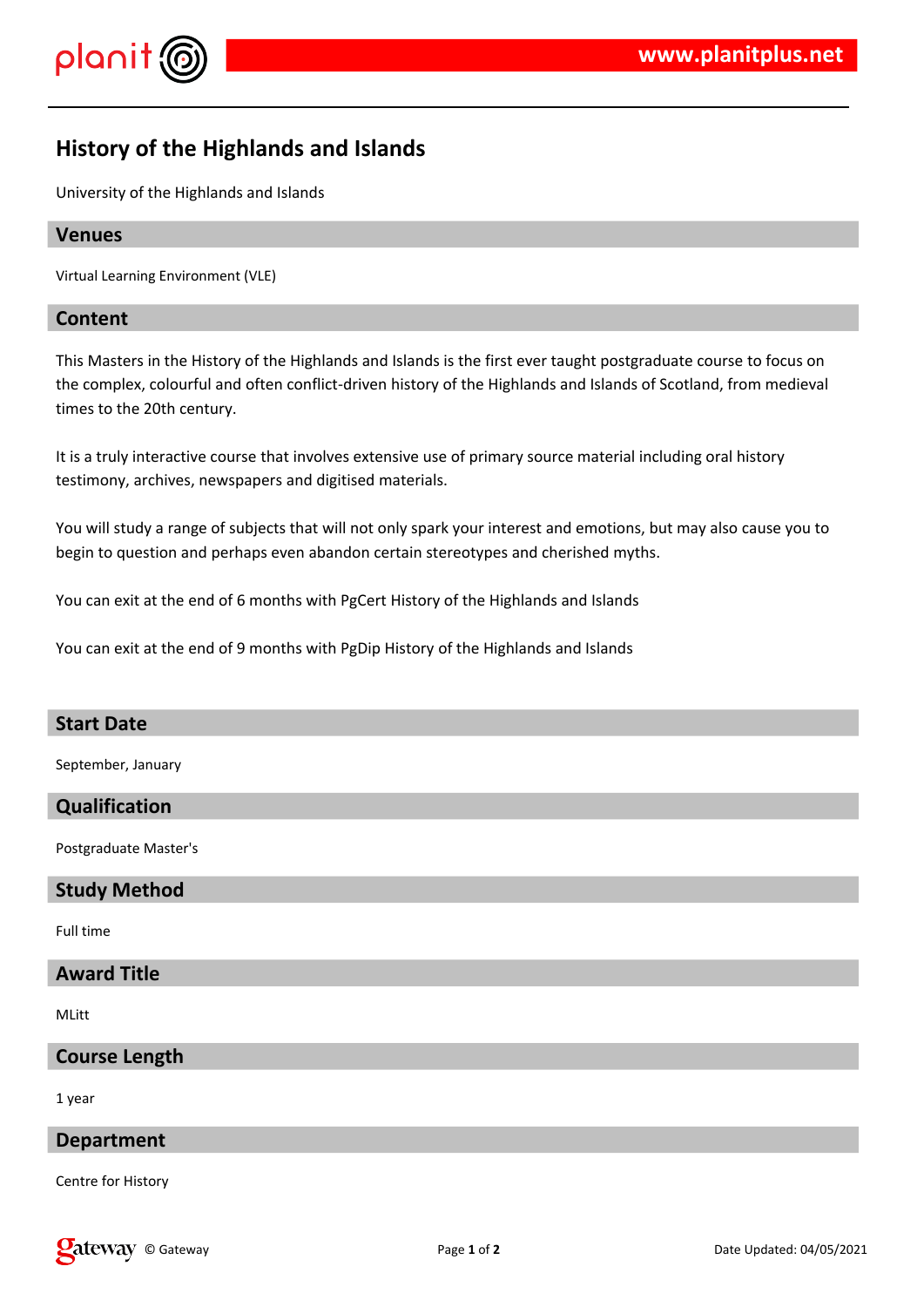# History of the Highlands and Islands

University of the Highlands and Islands

## Venues

Virtual Learning Environment (VLE)

## Content

This Masters in the History of the Highlands and Islands is the first ever taught postgraduate course to focus on the complex, colourful and often conflict-driven history of the Highlands and Islands of Scotland, from medieval times to the 20th century.

It is a truly interactive course that involves extensive use of primary source material including oral history testimony, archives, newspapers and digitised materials.

You will study a range of subjects that will not only spark your interest and emotions, but may also cause you to begin to question and perhaps even abandon certain stereotypes and cherished myths.

You can exit at the end of 6 months with PgCert History of the Highlands and Islands

You can exit at the end of 9 months with PgDip History of the Highlands and Islands

## Start Date

September, January

## Qualification

Postgraduate Master's

## Study Method

Full time

## Award Title

MLitt

## Course Length

1 year

## Department

Centre for History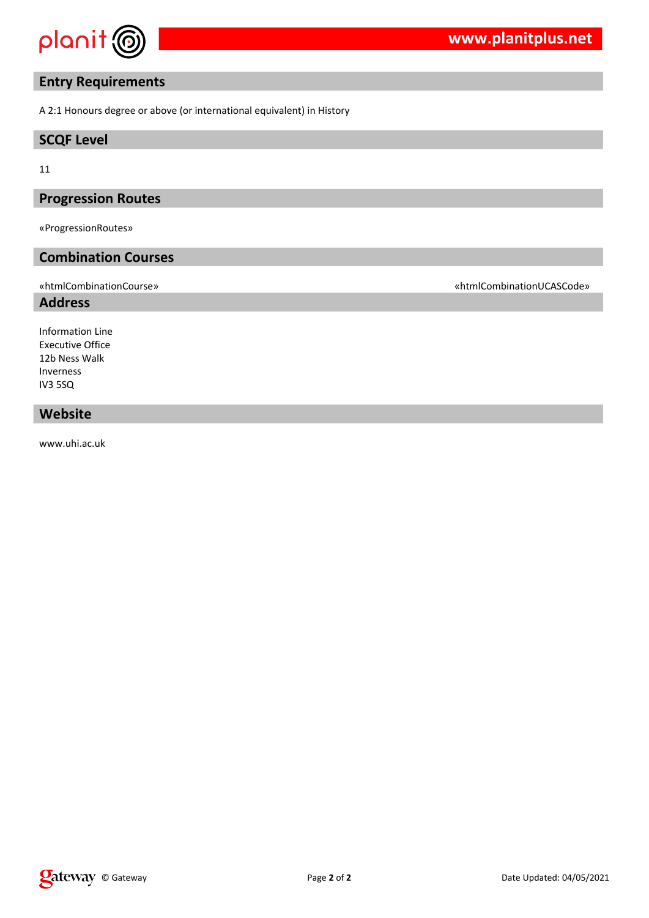## Entry Requirements

A 2:1 Honours degree or above (or international equivalent) in History

## SCQF Level

11

## Progression Routes

«ProgressionRoutes»

## Combination Courses

«htmlCombinationCourse» «htmlCombinationUCASCode»

## Address

Information Line
Executive Office
12b Ness Walk
Inverness
IV3 5SQ

## Website

www.uhi.ac.uk